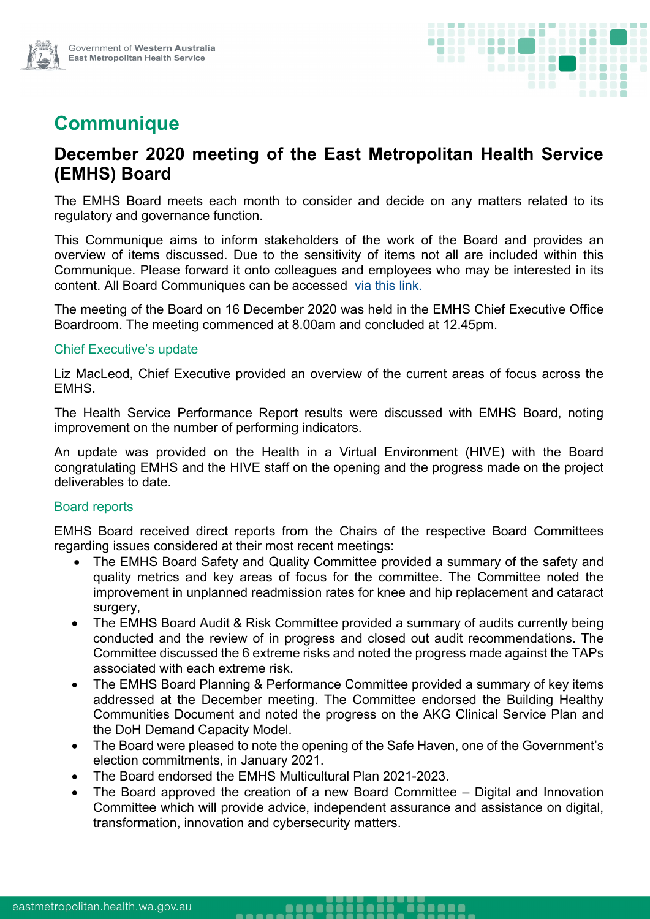Government of Western Australia
East Metropolitan Health Service

# Communique

## December 2020 meeting of the East Metropolitan Health Service (EMHS) Board

The EMHS Board meets each month to consider and decide on any matters related to its regulatory and governance function.

This Communique aims to inform stakeholders of the work of the Board and provides an overview of items discussed. Due to the sensitivity of items not all are included within this Communique. Please forward it onto colleagues and employees who may be interested in its content. All Board Communiques can be accessed via this link.

The meeting of the Board on 16 December 2020 was held in the EMHS Chief Executive Office Boardroom. The meeting commenced at 8.00am and concluded at 12.45pm.

### Chief Executive's update

Liz MacLeod, Chief Executive provided an overview of the current areas of focus across the EMHS.

The Health Service Performance Report results were discussed with EMHS Board, noting improvement on the number of performing indicators.

An update was provided on the Health in a Virtual Environment (HIVE) with the Board congratulating EMHS and the HIVE staff on the opening and the progress made on the project deliverables to date.

### Board reports

EMHS Board received direct reports from the Chairs of the respective Board Committees regarding issues considered at their most recent meetings:

- The EMHS Board Safety and Quality Committee provided a summary of the safety and quality metrics and key areas of focus for the committee. The Committee noted the improvement in unplanned readmission rates for knee and hip replacement and cataract surgery,
- The EMHS Board Audit & Risk Committee provided a summary of audits currently being conducted and the review of in progress and closed out audit recommendations. The Committee discussed the 6 extreme risks and noted the progress made against the TAPs associated with each extreme risk.
- The EMHS Board Planning & Performance Committee provided a summary of key items addressed at the December meeting. The Committee endorsed the Building Healthy Communities Document and noted the progress on the AKG Clinical Service Plan and the DoH Demand Capacity Model.
- The Board were pleased to note the opening of the Safe Haven, one of the Government's election commitments, in January 2021.
- The Board endorsed the EMHS Multicultural Plan 2021-2023.
- The Board approved the creation of a new Board Committee – Digital and Innovation Committee which will provide advice, independent assurance and assistance on digital, transformation, innovation and cybersecurity matters.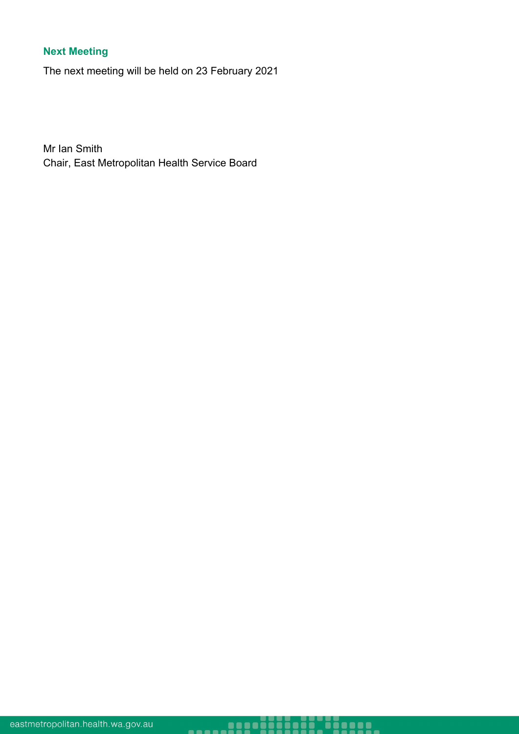## Next Meeting

The next meeting will be held on 23 February 2021

Mr Ian Smith
Chair, East Metropolitan Health Service Board